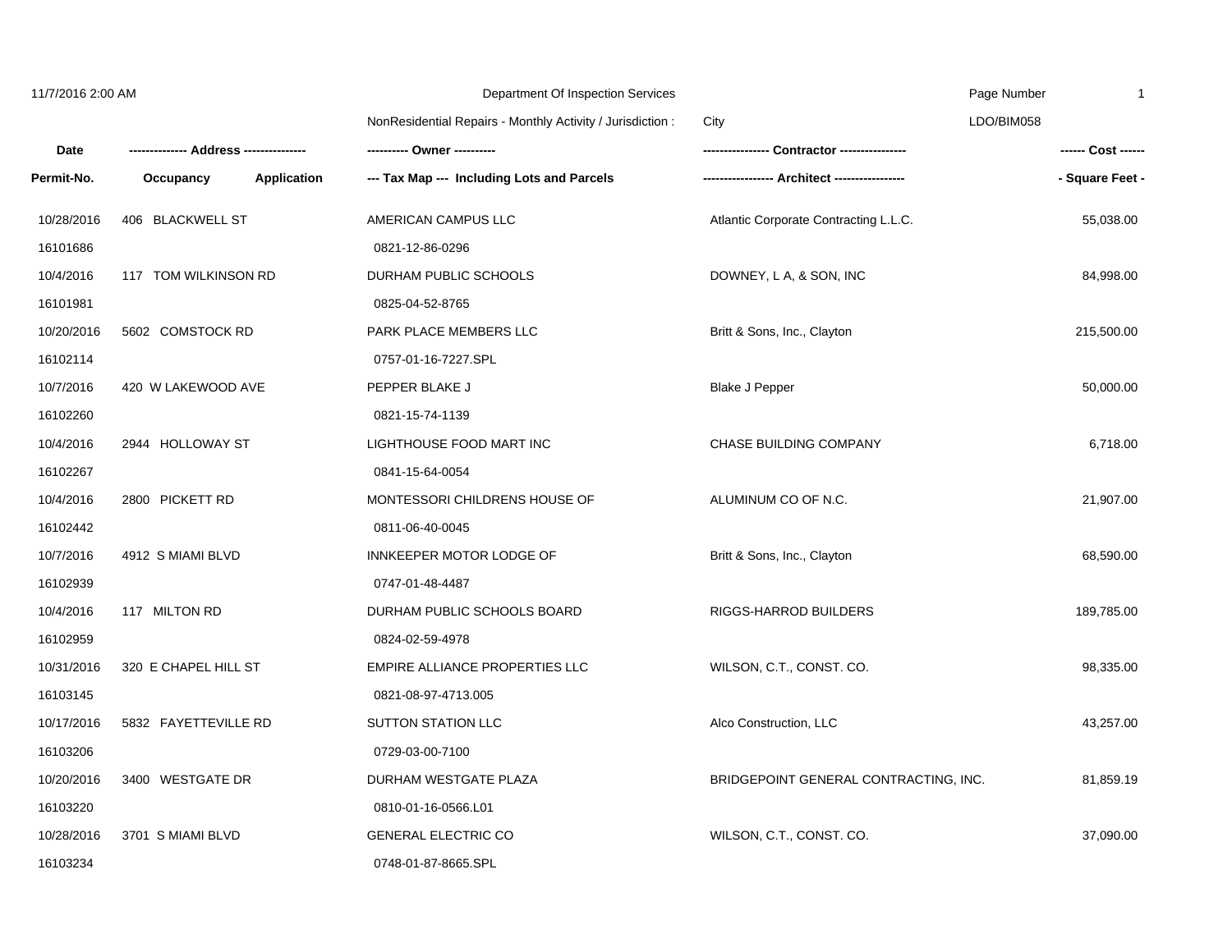Department Of Inspection Services

NonResidential Repairs - Monthly Activity / Jurisdiction : City

LDO/BIM058

| Date / Permit-No. | Address / Occupancy / Application | Owner / Tax Map --- Including Lots and Parcels | Contractor / Architect | Cost / Square Feet |
|---|---|---|---|---|
| 10/28/2016 | 406 BLACKWELL ST | AMERICAN CAMPUS LLC | Atlantic Corporate Contracting L.L.C. | 55,038.00 |
| 16101686 | | 0821-12-86-0296 | | |
| 10/4/2016 | 117 TOM WILKINSON RD | DURHAM PUBLIC SCHOOLS | DOWNEY, L A, & SON, INC | 84,998.00 |
| 16101981 | | 0825-04-52-8765 | | |
| 10/20/2016 | 5602 COMSTOCK RD | PARK PLACE MEMBERS LLC | Britt & Sons, Inc., Clayton | 215,500.00 |
| 16102114 | | 0757-01-16-7227.SPL | | |
| 10/7/2016 | 420 W LAKEWOOD AVE | PEPPER BLAKE J | Blake J Pepper | 50,000.00 |
| 16102260 | | 0821-15-74-1139 | | |
| 10/4/2016 | 2944 HOLLOWAY ST | LIGHTHOUSE FOOD MART INC | CHASE BUILDING COMPANY | 6,718.00 |
| 16102267 | | 0841-15-64-0054 | | |
| 10/4/2016 | 2800 PICKETT RD | MONTESSORI CHILDRENS HOUSE OF | ALUMINUM CO OF N.C. | 21,907.00 |
| 16102442 | | 0811-06-40-0045 | | |
| 10/7/2016 | 4912 S MIAMI BLVD | INNKEEPER MOTOR LODGE OF | Britt & Sons, Inc., Clayton | 68,590.00 |
| 16102939 | | 0747-01-48-4487 | | |
| 10/4/2016 | 117 MILTON RD | DURHAM PUBLIC SCHOOLS BOARD | RIGGS-HARROD BUILDERS | 189,785.00 |
| 16102959 | | 0824-02-59-4978 | | |
| 10/31/2016 | 320 E CHAPEL HILL ST | EMPIRE ALLIANCE PROPERTIES LLC | WILSON, C.T., CONST. CO. | 98,335.00 |
| 16103145 | | 0821-08-97-4713.005 | | |
| 10/17/2016 | 5832 FAYETTEVILLE RD | SUTTON STATION LLC | Alco Construction, LLC | 43,257.00 |
| 16103206 | | 0729-03-00-7100 | | |
| 10/20/2016 | 3400 WESTGATE DR | DURHAM WESTGATE PLAZA | BRIDGEPOINT GENERAL CONTRACTING, INC. | 81,859.19 |
| 16103220 | | 0810-01-16-0566.L01 | | |
| 10/28/2016 | 3701 S MIAMI BLVD | GENERAL ELECTRIC CO | WILSON, C.T., CONST. CO. | 37,090.00 |
| 16103234 | | 0748-01-87-8665.SPL | | |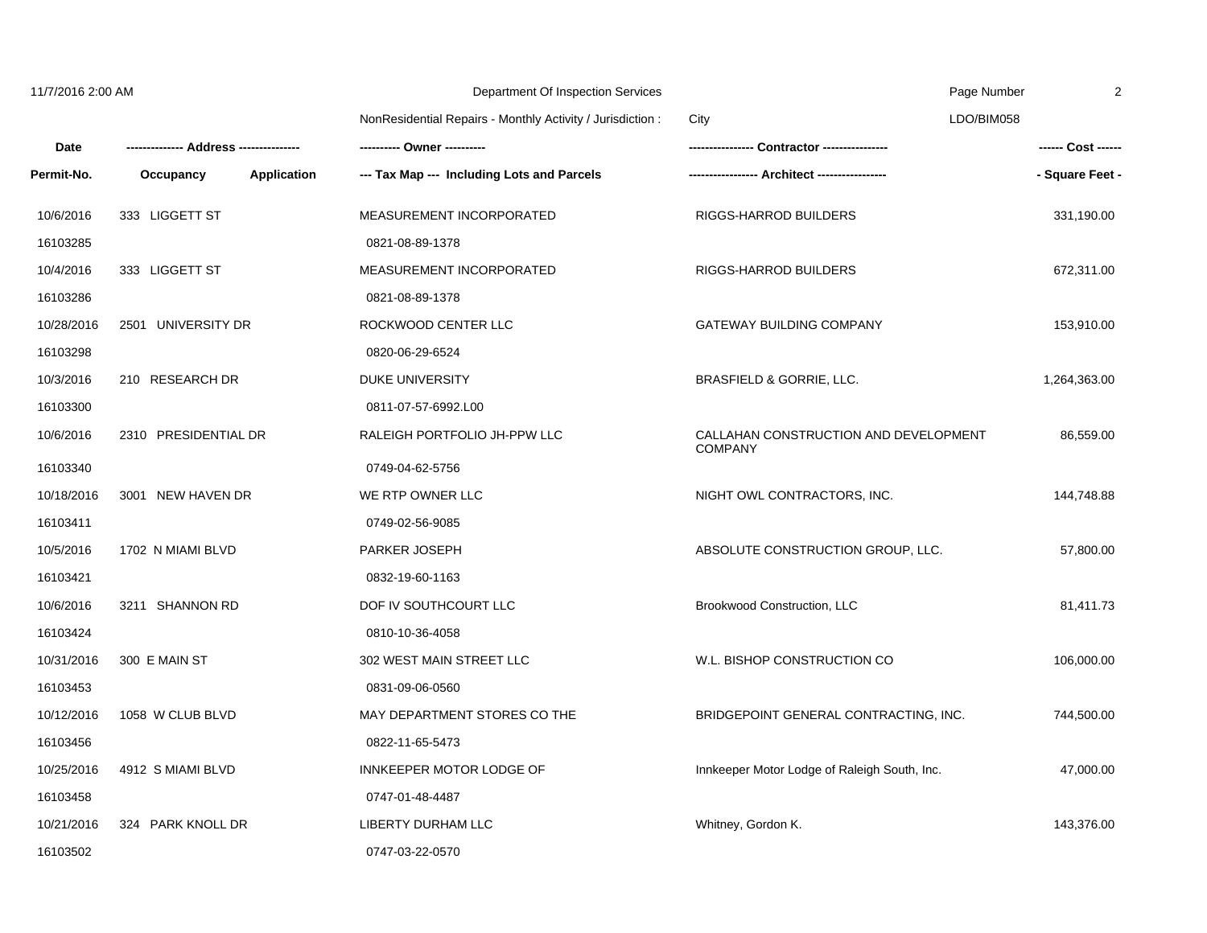Department Of Inspection Services

NonResidential Repairs - Monthly Activity / Jurisdiction : City LDO/BIM058

| Date / Permit-No. | Address / Occupancy / Application | Owner / Tax Map --- Including Lots and Parcels | Contractor / Architect | Cost / Square Feet |
|---|---|---|---|---|
| 10/6/2016<br>16103285 | 333 LIGGETT ST | MEASUREMENT INCORPORATED<br>0821-08-89-1378 | RIGGS-HARROD BUILDERS | 331,190.00 |
| 10/4/2016<br>16103286 | 333 LIGGETT ST | MEASUREMENT INCORPORATED<br>0821-08-89-1378 | RIGGS-HARROD BUILDERS | 672,311.00 |
| 10/28/2016<br>16103298 | 2501 UNIVERSITY DR | ROCKWOOD CENTER LLC<br>0820-06-29-6524 | GATEWAY BUILDING COMPANY | 153,910.00 |
| 10/3/2016<br>16103300 | 210 RESEARCH DR | DUKE UNIVERSITY<br>0811-07-57-6992.L00 | BRASFIELD & GORRIE, LLC. | 1,264,363.00 |
| 10/6/2016<br>16103340 | 2310 PRESIDENTIAL DR | RALEIGH PORTFOLIO JH-PPW LLC<br>0749-04-62-5756 | CALLAHAN CONSTRUCTION AND DEVELOPMENT COMPANY | 86,559.00 |
| 10/18/2016<br>16103411 | 3001 NEW HAVEN DR | WE RTP OWNER LLC<br>0749-02-56-9085 | NIGHT OWL CONTRACTORS, INC. | 144,748.88 |
| 10/5/2016<br>16103421 | 1702 N MIAMI BLVD | PARKER JOSEPH<br>0832-19-60-1163 | ABSOLUTE CONSTRUCTION GROUP, LLC. | 57,800.00 |
| 10/6/2016<br>16103424 | 3211 SHANNON RD | DOF IV SOUTHCOURT LLC<br>0810-10-36-4058 | Brookwood Construction, LLC | 81,411.73 |
| 10/31/2016<br>16103453 | 300 E MAIN ST | 302 WEST MAIN STREET LLC<br>0831-09-06-0560 | W.L. BISHOP CONSTRUCTION CO | 106,000.00 |
| 10/12/2016<br>16103456 | 1058 W CLUB BLVD | MAY DEPARTMENT STORES CO THE<br>0822-11-65-5473 | BRIDGEPOINT GENERAL CONTRACTING, INC. | 744,500.00 |
| 10/25/2016<br>16103458 | 4912 S MIAMI BLVD | INNKEEPER MOTOR LODGE OF<br>0747-01-48-4487 | Innkeeper Motor Lodge of Raleigh South, Inc. | 47,000.00 |
| 10/21/2016<br>16103502 | 324 PARK KNOLL DR | LIBERTY DURHAM LLC<br>0747-03-22-0570 | Whitney, Gordon K. | 143,376.00 |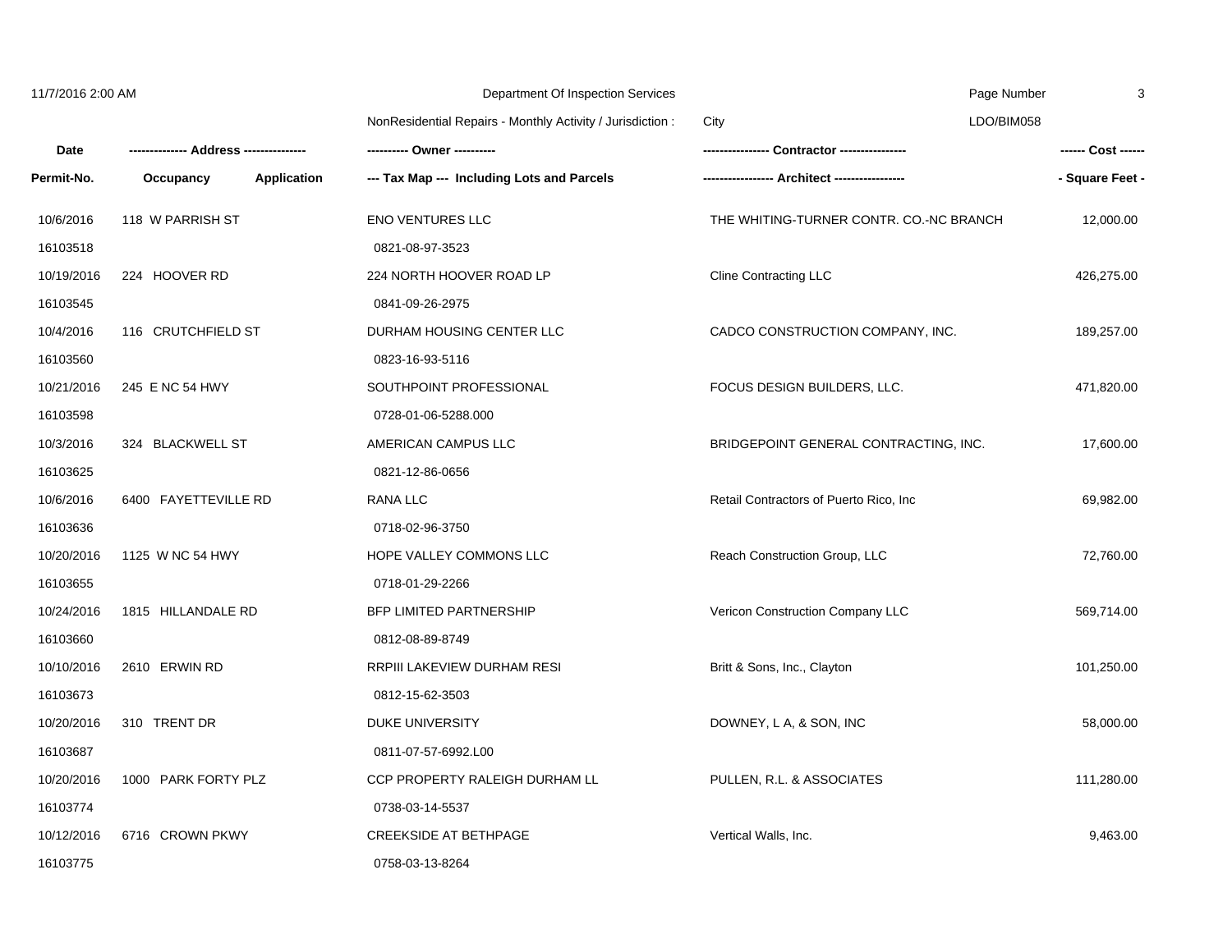| Date | -------------- Address -------------- | | ---------- Owner ---------- | ---------------- Contractor ---------------- | ------ Cost ------ |
|---|---|---|---|---|---|
| **Permit-No.** | **Occupancy** | **Application** | **--- Tax Map --- Including Lots and Parcels** | **----------------- Architect -----------------** | **- Square Feet -** |
| 10/6/2016 | 118 W PARRISH ST | | ENO VENTURES LLC | THE WHITING-TURNER CONTR. CO.-NC BRANCH | 12,000.00 |
| 16103518 | | | 0821-08-97-3523 | | |
| 10/19/2016 | 224 HOOVER RD | | 224 NORTH HOOVER ROAD LP | Cline Contracting LLC | 426,275.00 |
| 16103545 | | | 0841-09-26-2975 | | |
| 10/4/2016 | 116 CRUTCHFIELD ST | | DURHAM HOUSING CENTER LLC | CADCO CONSTRUCTION COMPANY, INC. | 189,257.00 |
| 16103560 | | | 0823-16-93-5116 | | |
| 10/21/2016 | 245 E NC 54 HWY | | SOUTHPOINT PROFESSIONAL | FOCUS DESIGN BUILDERS, LLC. | 471,820.00 |
| 16103598 | | | 0728-01-06-5288.000 | | |
| 10/3/2016 | 324 BLACKWELL ST | | AMERICAN CAMPUS LLC | BRIDGEPOINT GENERAL CONTRACTING, INC. | 17,600.00 |
| 16103625 | | | 0821-12-86-0656 | | |
| 10/6/2016 | 6400 FAYETTEVILLE RD | | RANA LLC | Retail Contractors of Puerto Rico, Inc | 69,982.00 |
| 16103636 | | | 0718-02-96-3750 | | |
| 10/20/2016 | 1125 W NC 54 HWY | | HOPE VALLEY COMMONS LLC | Reach Construction Group, LLC | 72,760.00 |
| 16103655 | | | 0718-01-29-2266 | | |
| 10/24/2016 | 1815 HILLANDALE RD | | BFP LIMITED PARTNERSHIP | Vericon Construction Company LLC | 569,714.00 |
| 16103660 | | | 0812-08-89-8749 | | |
| 10/10/2016 | 2610 ERWIN RD | | RRPIII LAKEVIEW DURHAM RESI | Britt & Sons, Inc., Clayton | 101,250.00 |
| 16103673 | | | 0812-15-62-3503 | | |
| 10/20/2016 | 310 TRENT DR | | DUKE UNIVERSITY | DOWNEY, L A, & SON, INC | 58,000.00 |
| 16103687 | | | 0811-07-57-6992.L00 | | |
| 10/20/2016 | 1000 PARK FORTY PLZ | | CCP PROPERTY RALEIGH DURHAM LL | PULLEN, R.L. & ASSOCIATES | 111,280.00 |
| 16103774 | | | 0738-03-14-5537 | | |
| 10/12/2016 | 6716 CROWN PKWY | | CREEKSIDE AT BETHPAGE | Vertical Walls, Inc. | 9,463.00 |
| 16103775 | | | 0758-03-13-8264 | | |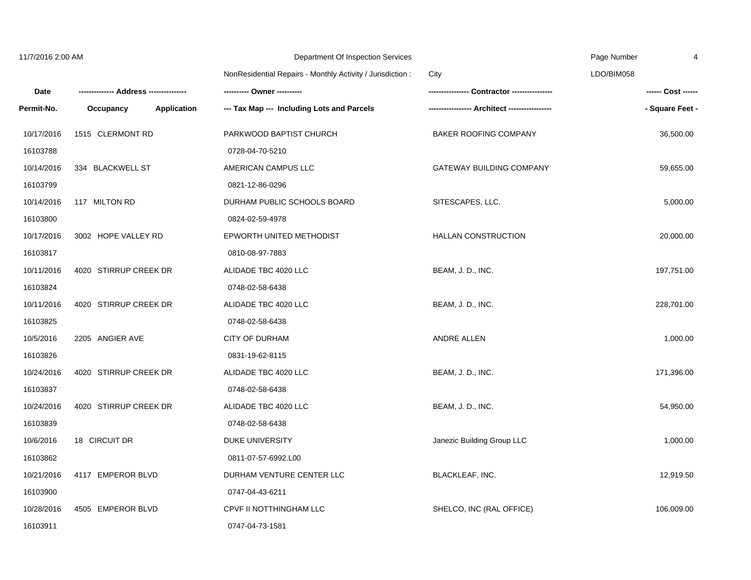11/7/2016 2:00 AM — Department Of Inspection Services — LDO/BIM058

NonResidential Repairs - Monthly Activity / Jurisdiction : City

| Date | ------------- Address -------------- | ---------- Owner ---------- | --------------- Contractor --------------- | ------ Cost ------ |
|---|---|---|---|---|
| **Permit-No.** | **Occupancy Application** | **--- Tax Map --- Including Lots and Parcels** | **---------------- Architect ----------------** | **- Square Feet -** |
| 10/17/2016 | 1515 CLERMONT RD | PARKWOOD BAPTIST CHURCH | BAKER ROOFING COMPANY | 36,500.00 |
| 16103788 | | 0728-04-70-5210 | | |
| 10/14/2016 | 334 BLACKWELL ST | AMERICAN CAMPUS LLC | GATEWAY BUILDING COMPANY | 59,655.00 |
| 16103799 | | 0821-12-86-0296 | | |
| 10/14/2016 | 117 MILTON RD | DURHAM PUBLIC SCHOOLS BOARD | SITESCAPES, LLC. | 5,000.00 |
| 16103800 | | 0824-02-59-4978 | | |
| 10/17/2016 | 3002 HOPE VALLEY RD | EPWORTH UNITED METHODIST | HALLAN CONSTRUCTION | 20,000.00 |
| 16103817 | | 0810-08-97-7883 | | |
| 10/11/2016 | 4020 STIRRUP CREEK DR | ALIDADE TBC 4020 LLC | BEAM, J. D., INC. | 197,751.00 |
| 16103824 | | 0748-02-58-6438 | | |
| 10/11/2016 | 4020 STIRRUP CREEK DR | ALIDADE TBC 4020 LLC | BEAM, J. D., INC. | 228,701.00 |
| 16103825 | | 0748-02-58-6438 | | |
| 10/5/2016 | 2205 ANGIER AVE | CITY OF DURHAM | ANDRE ALLEN | 1,000.00 |
| 16103826 | | 0831-19-62-8115 | | |
| 10/24/2016 | 4020 STIRRUP CREEK DR | ALIDADE TBC 4020 LLC | BEAM, J. D., INC. | 171,396.00 |
| 16103837 | | 0748-02-58-6438 | | |
| 10/24/2016 | 4020 STIRRUP CREEK DR | ALIDADE TBC 4020 LLC | BEAM, J. D., INC. | 54,950.00 |
| 16103839 | | 0748-02-58-6438 | | |
| 10/6/2016 | 18 CIRCUIT DR | DUKE UNIVERSITY | Janezic Building Group LLC | 1,000.00 |
| 16103862 | | 0811-07-57-6992.L00 | | |
| 10/21/2016 | 4117 EMPEROR BLVD | DURHAM VENTURE CENTER LLC | BLACKLEAF, INC. | 12,919.50 |
| 16103900 | | 0747-04-43-6211 | | |
| 10/28/2016 | 4505 EMPEROR BLVD | CPVF II NOTTHINGHAM LLC | SHELCO, INC (RAL OFFICE) | 106,009.00 |
| 16103911 | | 0747-04-73-1581 | | |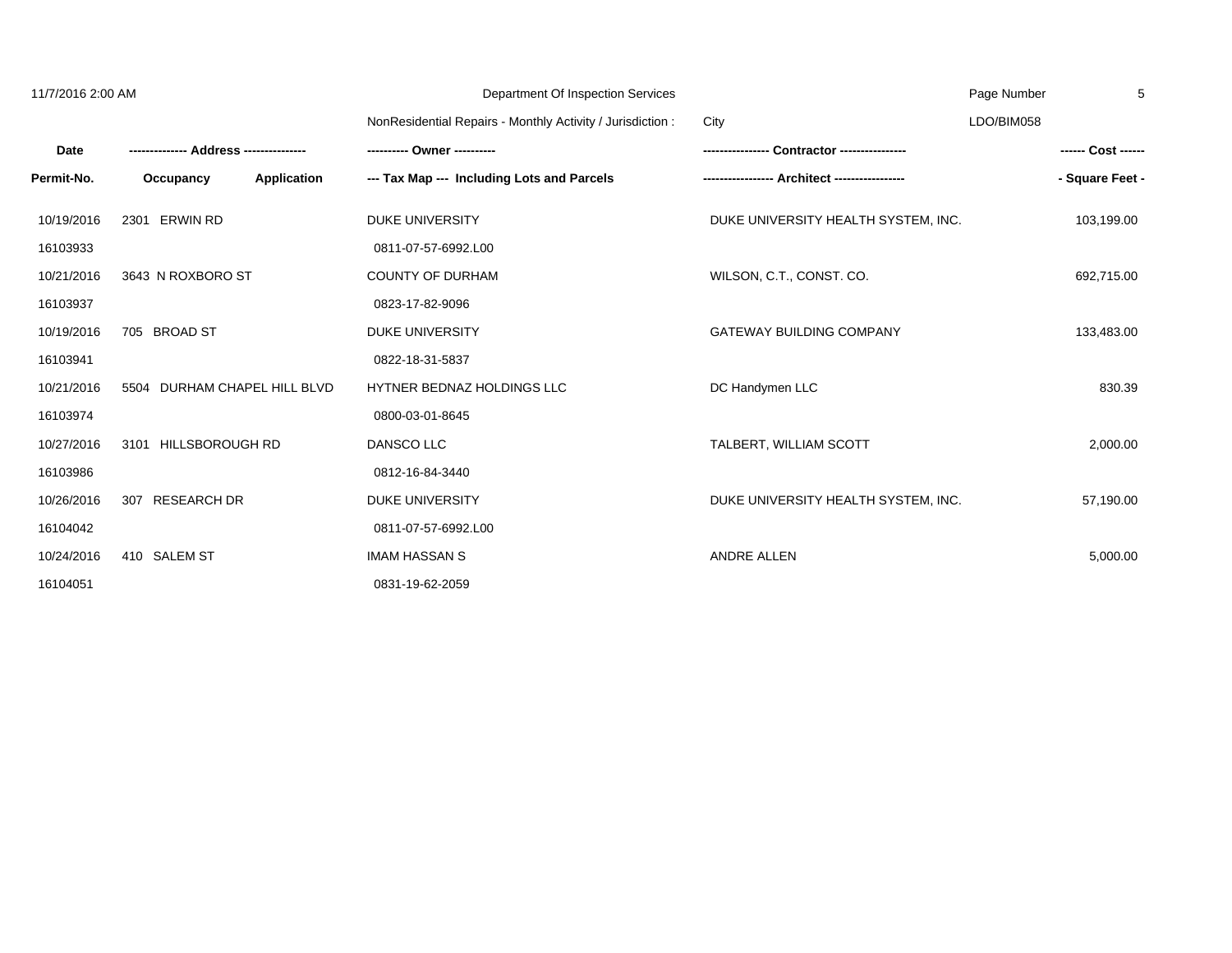Department Of Inspection Services

NonResidential Repairs - Monthly Activity / Jurisdiction : City

LDO/BIM058

| Date / Permit-No. | Address / Occupancy / Application | Owner / Tax Map --- Including Lots and Parcels | Contractor / Architect | Cost / Square Feet |
|---|---|---|---|---|
| 10/19/2016 | 2301 ERWIN RD | DUKE UNIVERSITY | DUKE UNIVERSITY HEALTH SYSTEM, INC. | 103,199.00 |
| 16103933 | | 0811-07-57-6992.L00 | | |
| 10/21/2016 | 3643 N ROXBORO ST | COUNTY OF DURHAM | WILSON, C.T., CONST. CO. | 692,715.00 |
| 16103937 | | 0823-17-82-9096 | | |
| 10/19/2016 | 705 BROAD ST | DUKE UNIVERSITY | GATEWAY BUILDING COMPANY | 133,483.00 |
| 16103941 | | 0822-18-31-5837 | | |
| 10/21/2016 | 5504 DURHAM CHAPEL HILL BLVD | HYTNER BEDNAZ HOLDINGS LLC | DC Handymen LLC | 830.39 |
| 16103974 | | 0800-03-01-8645 | | |
| 10/27/2016 | 3101 HILLSBOROUGH RD | DANSCO LLC | TALBERT, WILLIAM SCOTT | 2,000.00 |
| 16103986 | | 0812-16-84-3440 | | |
| 10/26/2016 | 307 RESEARCH DR | DUKE UNIVERSITY | DUKE UNIVERSITY HEALTH SYSTEM, INC. | 57,190.00 |
| 16104042 | | 0811-07-57-6992.L00 | | |
| 10/24/2016 | 410 SALEM ST | IMAM HASSAN S | ANDRE ALLEN | 5,000.00 |
| 16104051 | | 0831-19-62-2059 | | |